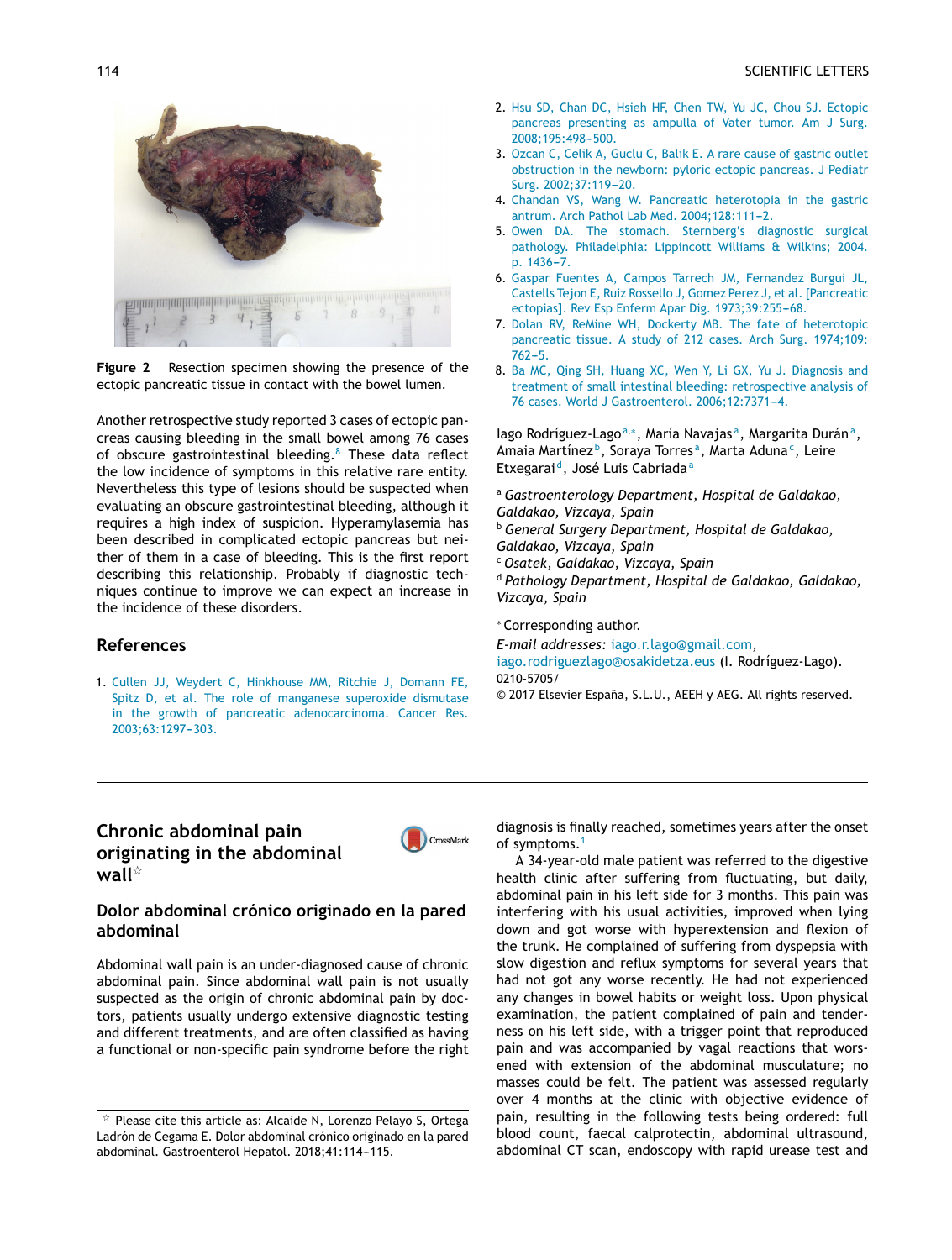Figure 2 Resection specimen showing the presence of the ectopic pancreatic tissue in contact with the bowel lumen.

Another retrospective study reported 3 cases of ectopic pancreas causing bleeding in the small bowel among 76 cases of obscure gastrointestinal bleeding.[8] These data reflect the low incidence of symptoms in this relative rare entity. Nevertheless this type of lesions should be suspected when evaluating an obscure gastrointestinal bleeding, although it requires a high index of suspicion. Hyperamylasemia has been described in complicated ectopic pancreas but neither of them in a case of bleeding. This is the first report describing this relationship. Probably if diagnostic techniques continue to improve we can expect an increase in the incidence of these disorders.

## References

1. Cullen JJ, Weydert C, Hinkhouse MM, Ritchie J, Domann FE, Spitz D, et al. The role of manganese superoxide dismutase in the growth of pancreatic adenocarcinoma. Cancer Res. 2003;63:1297–303.
2. Hsu SD, Chan DC, Hsieh HF, Chen TW, Yu JC, Chou SJ. Ectopic pancreas presenting as ampulla of Vater tumor. Am J Surg. 2008;195:498–500.
3. Ozcan C, Celik A, Guclu C, Balik E. A rare cause of gastric outlet obstruction in the newborn: pyloric ectopic pancreas. J Pediatr Surg. 2002;37:119–20.
4. Chandan VS, Wang W. Pancreatic heterotopia in the gastric antrum. Arch Pathol Lab Med. 2004;128:111–2.
5. Owen DA. The stomach. Sternberg's diagnostic surgical pathology. Philadelphia: Lippincott Williams & Wilkins; 2004. p. 1436–7.
6. Gaspar Fuentes A, Campos Tarrech JM, Fernandez Burgui JL, Castells Tejon E, Ruiz Rossello J, Gomez Perez J, et al. [Pancreatic ectopias]. Rev Esp Enferm Apar Dig. 1973;39:255–68.
7. Dolan RV, ReMine WH, Dockerty MB. The fate of heterotopic pancreatic tissue. A study of 212 cases. Arch Surg. 1974;109:762–5.
8. Ba MC, Qing SH, Huang XC, Wen Y, Li GX, Yu J. Diagnosis and treatment of small intestinal bleeding: retrospective analysis of 76 cases. World J Gastroenterol. 2006;12:7371–4.

Iago Rodríguez-Lago[a,*], María Navajas[a], Margarita Durán[a], Amaia Martínez[b], Soraya Torres[a], Marta Aduna[c], Leire Etxegarai[d], José Luis Cabriada[a]

[a] *Gastroenterology Department, Hospital de Galdakao, Galdakao, Vizcaya, Spain*
[b] *General Surgery Department, Hospital de Galdakao, Galdakao, Vizcaya, Spain*
[c] *Osatek, Galdakao, Vizcaya, Spain*
[d] *Pathology Department, Hospital de Galdakao, Galdakao, Vizcaya, Spain*

* Corresponding author.
*E-mail addresses:* iago.r.lago@gmail.com, iago.rodriguezlago@osakidetza.eus (I. Rodríguez-Lago).
0210-5705/
© 2017 Elsevier España, S.L.U., AEEH y AEG. All rights reserved.

---

# Chronic abdominal pain originating in the abdominal wall☆

## Dolor abdominal crónico originado en la pared abdominal

Abdominal wall pain is an under-diagnosed cause of chronic abdominal pain. Since abdominal wall pain is not usually suspected as the origin of chronic abdominal pain by doctors, patients usually undergo extensive diagnostic testing and different treatments, and are often classified as having a functional or non-specific pain syndrome before the right diagnosis is finally reached, sometimes years after the onset of symptoms.[1]

A 34-year-old male patient was referred to the digestive health clinic after suffering from fluctuating, but daily, abdominal pain in his left side for 3 months. This pain was interfering with his usual activities, improved when lying down and got worse with hyperextension and flexion of the trunk. He complained of suffering from dyspepsia with slow digestion and reflux symptoms for several years that had not got any worse recently. He had not experienced any changes in bowel habits or weight loss. Upon physical examination, the patient complained of pain and tenderness on his left side, with a trigger point that reproduced pain and was accompanied by vagal reactions that worsened with extension of the abdominal musculature; no masses could be felt. The patient was assessed regularly over 4 months at the clinic with objective evidence of pain, resulting in the following tests being ordered: full blood count, faecal calprotectin, abdominal ultrasound, abdominal CT scan, endoscopy with rapid urease test and

☆ Please cite this article as: Alcaide N, Lorenzo Pelayo S, Ortega Ladrón de Cegama E. Dolor abdominal crónico originado en la pared abdominal. Gastroenterol Hepatol. 2018;41:114–115.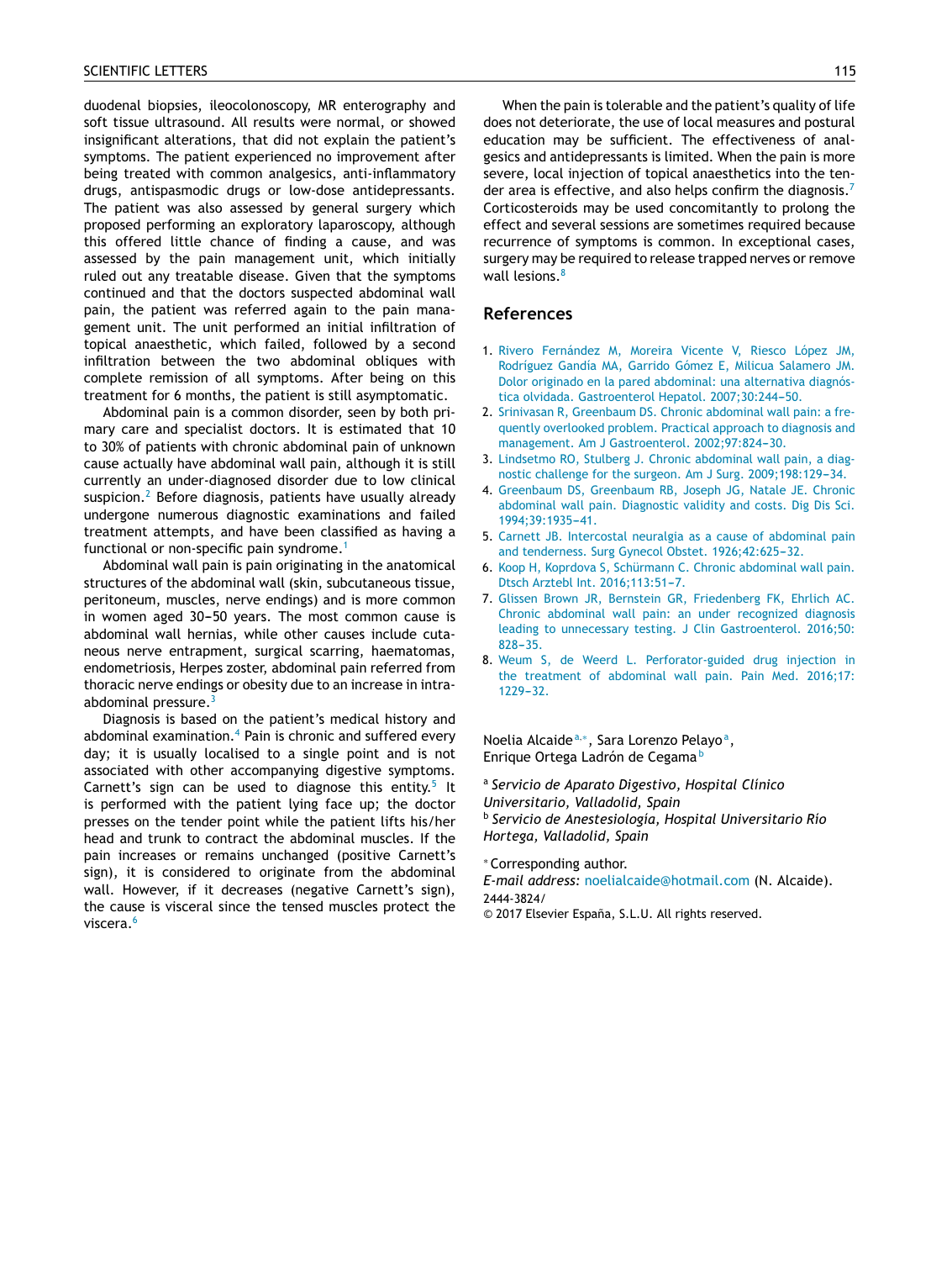duodenal biopsies, ileocolonoscopy, MR enterography and soft tissue ultrasound. All results were normal, or showed insignificant alterations, that did not explain the patient's symptoms. The patient experienced no improvement after being treated with common analgesics, anti-inflammatory drugs, antispasmodic drugs or low-dose antidepressants. The patient was also assessed by general surgery which proposed performing an exploratory laparoscopy, although this offered little chance of finding a cause, and was assessed by the pain management unit, which initially ruled out any treatable disease. Given that the symptoms continued and that the doctors suspected abdominal wall pain, the patient was referred again to the pain management unit. The unit performed an initial infiltration of topical anaesthetic, which failed, followed by a second infiltration between the two abdominal obliques with complete remission of all symptoms. After being on this treatment for 6 months, the patient is still asymptomatic.

Abdominal pain is a common disorder, seen by both primary care and specialist doctors. It is estimated that 10 to 30% of patients with chronic abdominal pain of unknown cause actually have abdominal wall pain, although it is still currently an under-diagnosed disorder due to low clinical suspicion.[2] Before diagnosis, patients have usually already undergone numerous diagnostic examinations and failed treatment attempts, and have been classified as having a functional or non-specific pain syndrome.[1]

Abdominal wall pain is pain originating in the anatomical structures of the abdominal wall (skin, subcutaneous tissue, peritoneum, muscles, nerve endings) and is more common in women aged 30–50 years. The most common cause is abdominal wall hernias, while other causes include cutaneous nerve entrapment, surgical scarring, haematomas, endometriosis, Herpes zoster, abdominal pain referred from thoracic nerve endings or obesity due to an increase in intra-abdominal pressure.[3]

Diagnosis is based on the patient's medical history and abdominal examination.[4] Pain is chronic and suffered every day; it is usually localised to a single point and is not associated with other accompanying digestive symptoms. Carnett's sign can be used to diagnose this entity.[5] It is performed with the patient lying face up; the doctor presses on the tender point while the patient lifts his/her head and trunk to contract the abdominal muscles. If the pain increases or remains unchanged (positive Carnett's sign), it is considered to originate from the abdominal wall. However, if it decreases (negative Carnett's sign), the cause is visceral since the tensed muscles protect the viscera.[6]

When the pain is tolerable and the patient's quality of life does not deteriorate, the use of local measures and postural education may be sufficient. The effectiveness of analgesics and antidepressants is limited. When the pain is more severe, local injection of topical anaesthetics into the tender area is effective, and also helps confirm the diagnosis.[7] Corticosteroids may be used concomitantly to prolong the effect and several sessions are sometimes required because recurrence of symptoms is common. In exceptional cases, surgery may be required to release trapped nerves or remove wall lesions.[8]

## References

1. Rivero Fernández M, Moreira Vicente V, Riesco López JM, Rodríguez Gandía MA, Garrido Gómez E, Milicua Salamero JM. Dolor originado en la pared abdominal: una alternativa diagnóstica olvidada. Gastroenterol Hepatol. 2007;30:244–50.
2. Srinivasan R, Greenbaum DS. Chronic abdominal wall pain: a frequently overlooked problem. Practical approach to diagnosis and management. Am J Gastroenterol. 2002;97:824–30.
3. Lindsetmo RO, Stulberg J. Chronic abdominal wall pain, a diagnostic challenge for the surgeon. Am J Surg. 2009;198:129–34.
4. Greenbaum DS, Greenbaum RB, Joseph JG, Natale JE. Chronic abdominal wall pain. Diagnostic validity and costs. Dig Dis Sci. 1994;39:1935–41.
5. Carnett JB. Intercostal neuralgia as a cause of abdominal pain and tenderness. Surg Gynecol Obstet. 1926;42:625–32.
6. Koop H, Koprdova S, Schürmann C. Chronic abdominal wall pain. Dtsch Arztebl Int. 2016;113:51–7.
7. Glissen Brown JR, Bernstein GR, Friedenberg FK, Ehrlich AC. Chronic abdominal wall pain: an under recognized diagnosis leading to unnecessary testing. J Clin Gastroenterol. 2016;50:828–35.
8. Weum S, de Weerd L. Perforator-guided drug injection in the treatment of abdominal wall pain. Pain Med. 2016;17:1229–32.

Noelia Alcaide[a,*], Sara Lorenzo Pelayo[a], Enrique Ortega Ladrón de Cegama[b]

[a] *Servicio de Aparato Digestivo, Hospital Clínico Universitario, Valladolid, Spain*
[b] *Servicio de Anestesiología, Hospital Universitario Río Hortega, Valladolid, Spain*

* Corresponding author.
*E-mail address:* noelialcaide@hotmail.com (N. Alcaide).
2444-3824/
© 2017 Elsevier España, S.L.U. All rights reserved.